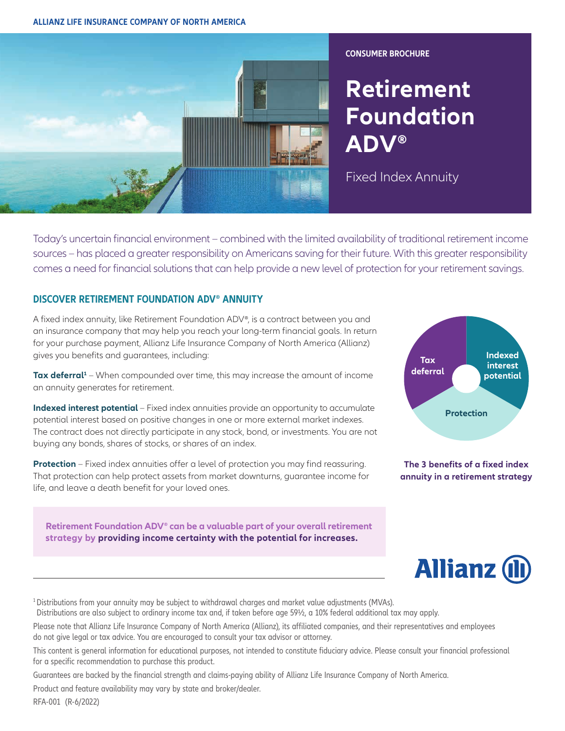ALLIANZ LIFE INSURANCE COMPANY OF NORTH AMERICA

CONSUMER BROCHURE

# Retirement Foundation ADV®

Fixed Index Annuity

Today's uncertain financial environment – combined with the limited availability of traditional retirement income sources – has placed a greater responsibility on Americans saving for their future. With this greater responsibility comes a need for financial solutions that can help provide a new level of protection for your retirement savings.

## DISCOVER RETIREMENT FOUNDATION ADV® ANNUITY

A fixed index annuity, like Retirement Foundation ADV®, is a contract between you and an insurance company that may help you reach your long-term financial goals. In return for your purchase payment, Allianz Life Insurance Company of North America (Allianz) gives you benefits and guarantees, including:

**Tax deferral**[1] – When compounded over time, this may increase the amount of income an annuity generates for retirement.

**Indexed interest potential** – Fixed index annuities provide an opportunity to accumulate potential interest based on positive changes in one or more external market indexes. The contract does not directly participate in any stock, bond, or investments. You are not buying any bonds, shares of stocks, or shares of an index.

**Protection** – Fixed index annuities offer a level of protection you may find reassuring. That protection can help protect assets from market downturns, guarantee income for life, and leave a death benefit for your loved ones.

Tax deferral

Indexed interest potential

Protection

**The 3 benefits of a fixed index annuity in a retirement strategy**

**Retirement Foundation ADV® can be a valuable part of your overall retirement strategy by providing income certainty with the potential for increases.**

Allianz

[1] Distributions from your annuity may be subject to withdrawal charges and market value adjustments (MVAs). Distributions are also subject to ordinary income tax and, if taken before age 59½, a 10% federal additional tax may apply.

Please note that Allianz Life Insurance Company of North America (Allianz), its affiliated companies, and their representatives and employees do not give legal or tax advice. You are encouraged to consult your tax advisor or attorney.

This content is general information for educational purposes, not intended to constitute fiduciary advice. Please consult your financial professional for a specific recommendation to purchase this product.

Guarantees are backed by the financial strength and claims-paying ability of Allianz Life Insurance Company of North America.

Product and feature availability may vary by state and broker/dealer.

RFA-001 (R-6/2022)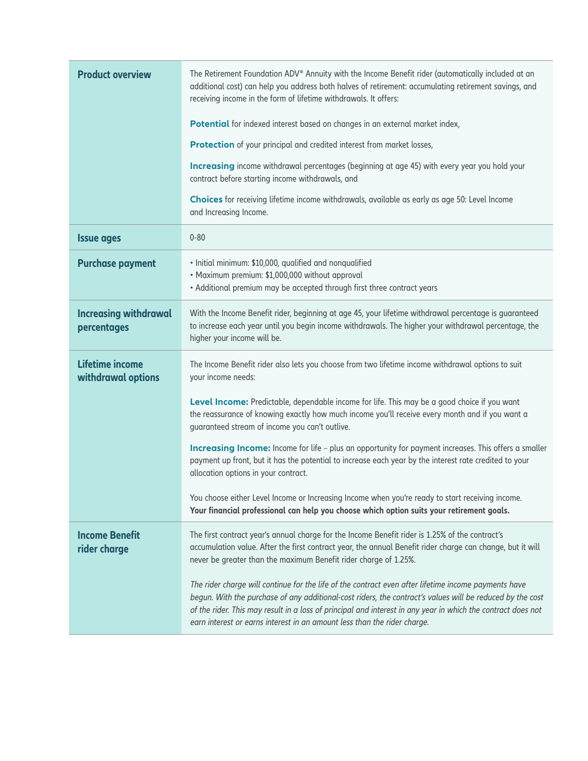| | |
|---|---|
| **Product overview** | The Retirement Foundation ADV® Annuity with the Income Benefit rider (automatically included at an additional cost) can help you address both halves of retirement: accumulating retirement savings, and receiving income in the form of lifetime withdrawals. It offers:<br><br>**Potential** for indexed interest based on changes in an external market index,<br><br>**Protection** of your principal and credited interest from market losses,<br><br>**Increasing** income withdrawal percentages (beginning at age 45) with every year you hold your contract before starting income withdrawals, and<br><br>**Choices** for receiving lifetime income withdrawals, available as early as age 50: Level Income and Increasing Income. |
| **Issue ages** | 0-80 |
| **Purchase payment** | • Initial minimum: $10,000, qualified and nonqualified<br>• Maximum premium: $1,000,000 without approval<br>• Additional premium may be accepted through first three contract years |
| **Increasing withdrawal percentages** | With the Income Benefit rider, beginning at age 45, your lifetime withdrawal percentage is guaranteed to increase each year until you begin income withdrawals. The higher your withdrawal percentage, the higher your income will be. |
| **Lifetime income withdrawal options** | The Income Benefit rider also lets you choose from two lifetime income withdrawal options to suit your income needs:<br><br>**Level Income:** Predictable, dependable income for life. This may be a good choice if you want the reassurance of knowing exactly how much income you'll receive every month and if you want a guaranteed stream of income you can't outlive.<br><br>**Increasing Income:** Income for life – plus an opportunity for payment increases. This offers a smaller payment up front, but it has the potential to increase each year by the interest rate credited to your allocation options in your contract.<br><br>You choose either Level Income or Increasing Income when you're ready to start receiving income. **Your financial professional can help you choose which option suits your retirement goals.** |
| **Income Benefit rider charge** | The first contract year's annual charge for the Income Benefit rider is 1.25% of the contract's accumulation value. After the first contract year, the annual Benefit rider charge can change, but it will never be greater than the maximum Benefit rider charge of 1.25%.<br><br>*The rider charge will continue for the life of the contract even after lifetime income payments have begun. With the purchase of any additional-cost riders, the contract's values will be reduced by the cost of the rider. This may result in a loss of principal and interest in any year in which the contract does not earn interest or earns interest in an amount less than the rider charge.* |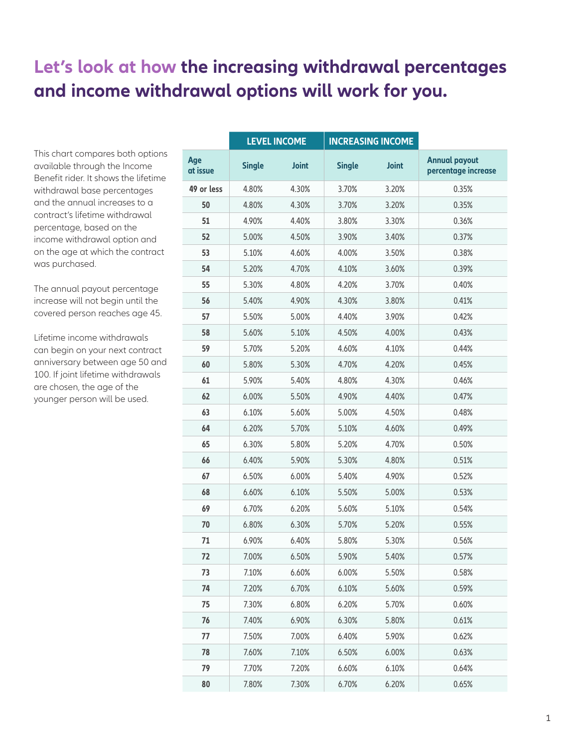# Let's look at how the increasing withdrawal percentages and income withdrawal options will work for you.

This chart compares both options available through the Income Benefit rider. It shows the lifetime withdrawal base percentages and the annual increases to a contract's lifetime withdrawal percentage, based on the income withdrawal option and on the age at which the contract was purchased.

The annual payout percentage increase will not begin until the covered person reaches age 45.

Lifetime income withdrawals can begin on your next contract anniversary between age 50 and 100. If joint lifetime withdrawals are chosen, the age of the younger person will be used.

| | LEVEL INCOME | | INCREASING INCOME | | |
|---|---|---|---|---|---|
| **Age at issue** | **Single** | **Joint** | **Single** | **Joint** | **Annual payout percentage increase** |
| **49 or less** | 4.80% | 4.30% | 3.70% | 3.20% | 0.35% |
| **50** | 4.80% | 4.30% | 3.70% | 3.20% | 0.35% |
| **51** | 4.90% | 4.40% | 3.80% | 3.30% | 0.36% |
| **52** | 5.00% | 4.50% | 3.90% | 3.40% | 0.37% |
| **53** | 5.10% | 4.60% | 4.00% | 3.50% | 0.38% |
| **54** | 5.20% | 4.70% | 4.10% | 3.60% | 0.39% |
| **55** | 5.30% | 4.80% | 4.20% | 3.70% | 0.40% |
| **56** | 5.40% | 4.90% | 4.30% | 3.80% | 0.41% |
| **57** | 5.50% | 5.00% | 4.40% | 3.90% | 0.42% |
| **58** | 5.60% | 5.10% | 4.50% | 4.00% | 0.43% |
| **59** | 5.70% | 5.20% | 4.60% | 4.10% | 0.44% |
| **60** | 5.80% | 5.30% | 4.70% | 4.20% | 0.45% |
| **61** | 5.90% | 5.40% | 4.80% | 4.30% | 0.46% |
| **62** | 6.00% | 5.50% | 4.90% | 4.40% | 0.47% |
| **63** | 6.10% | 5.60% | 5.00% | 4.50% | 0.48% |
| **64** | 6.20% | 5.70% | 5.10% | 4.60% | 0.49% |
| **65** | 6.30% | 5.80% | 5.20% | 4.70% | 0.50% |
| **66** | 6.40% | 5.90% | 5.30% | 4.80% | 0.51% |
| **67** | 6.50% | 6.00% | 5.40% | 4.90% | 0.52% |
| **68** | 6.60% | 6.10% | 5.50% | 5.00% | 0.53% |
| **69** | 6.70% | 6.20% | 5.60% | 5.10% | 0.54% |
| **70** | 6.80% | 6.30% | 5.70% | 5.20% | 0.55% |
| **71** | 6.90% | 6.40% | 5.80% | 5.30% | 0.56% |
| **72** | 7.00% | 6.50% | 5.90% | 5.40% | 0.57% |
| **73** | 7.10% | 6.60% | 6.00% | 5.50% | 0.58% |
| **74** | 7.20% | 6.70% | 6.10% | 5.60% | 0.59% |
| **75** | 7.30% | 6.80% | 6.20% | 5.70% | 0.60% |
| **76** | 7.40% | 6.90% | 6.30% | 5.80% | 0.61% |
| **77** | 7.50% | 7.00% | 6.40% | 5.90% | 0.62% |
| **78** | 7.60% | 7.10% | 6.50% | 6.00% | 0.63% |
| **79** | 7.70% | 7.20% | 6.60% | 6.10% | 0.64% |
| **80** | 7.80% | 7.30% | 6.70% | 6.20% | 0.65% |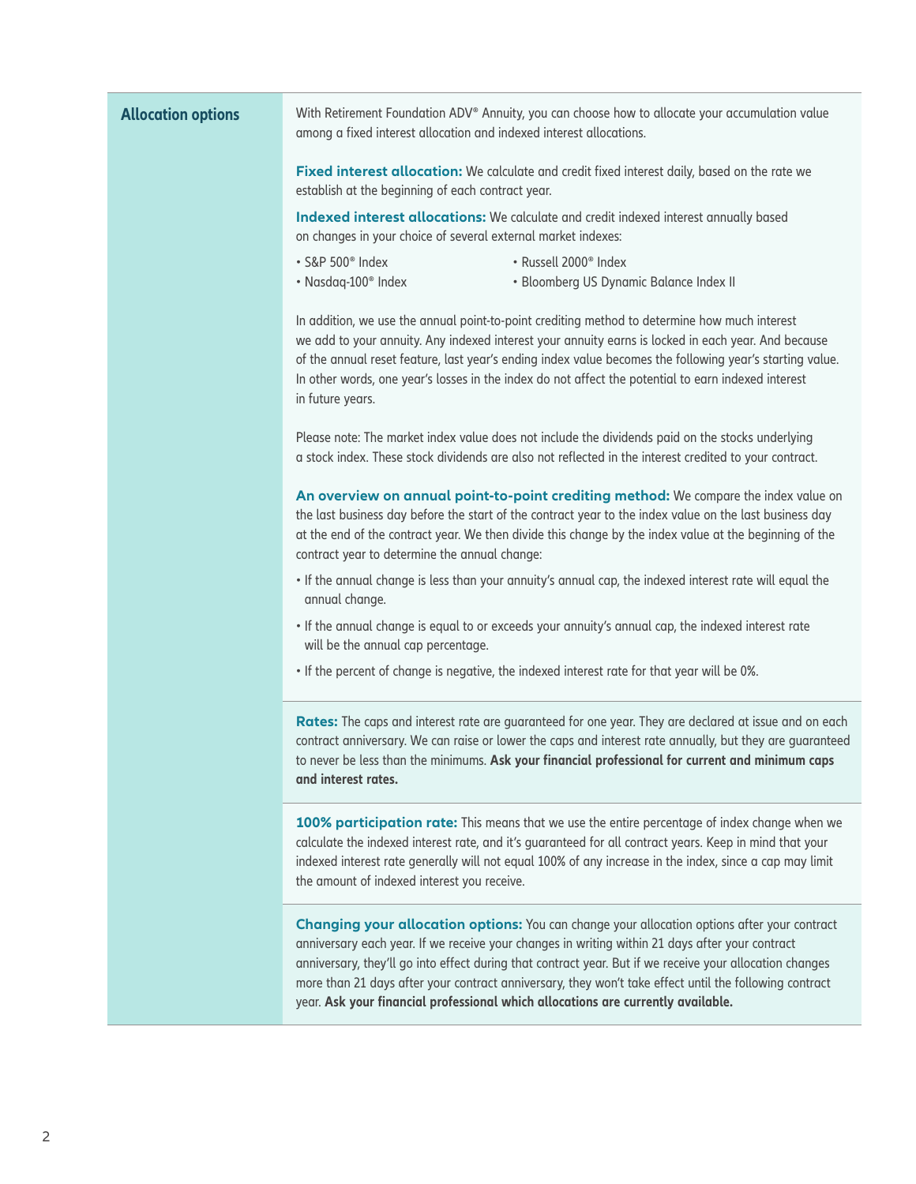## Allocation options

With Retirement Foundation ADV® Annuity, you can choose how to allocate your accumulation value among a fixed interest allocation and indexed interest allocations.

**Fixed interest allocation:** We calculate and credit fixed interest daily, based on the rate we establish at the beginning of each contract year.

**Indexed interest allocations:** We calculate and credit indexed interest annually based on changes in your choice of several external market indexes:

- S&P 500® Index
- Nasdaq-100® Index
- Russell 2000® Index
- Bloomberg US Dynamic Balance Index II

In addition, we use the annual point-to-point crediting method to determine how much interest we add to your annuity. Any indexed interest your annuity earns is locked in each year. And because of the annual reset feature, last year's ending index value becomes the following year's starting value. In other words, one year's losses in the index do not affect the potential to earn indexed interest in future years.

Please note: The market index value does not include the dividends paid on the stocks underlying a stock index. These stock dividends are also not reflected in the interest credited to your contract.

**An overview on annual point-to-point crediting method:** We compare the index value on the last business day before the start of the contract year to the index value on the last business day at the end of the contract year. We then divide this change by the index value at the beginning of the contract year to determine the annual change:

- If the annual change is less than your annuity's annual cap, the indexed interest rate will equal the annual change.
- If the annual change is equal to or exceeds your annuity's annual cap, the indexed interest rate will be the annual cap percentage.
- If the percent of change is negative, the indexed interest rate for that year will be 0%.

**Rates:** The caps and interest rate are guaranteed for one year. They are declared at issue and on each contract anniversary. We can raise or lower the caps and interest rate annually, but they are guaranteed to never be less than the minimums. **Ask your financial professional for current and minimum caps and interest rates.**

**100% participation rate:** This means that we use the entire percentage of index change when we calculate the indexed interest rate, and it's guaranteed for all contract years. Keep in mind that your indexed interest rate generally will not equal 100% of any increase in the index, since a cap may limit the amount of indexed interest you receive.

**Changing your allocation options:** You can change your allocation options after your contract anniversary each year. If we receive your changes in writing within 21 days after your contract anniversary, they'll go into effect during that contract year. But if we receive your allocation changes more than 21 days after your contract anniversary, they won't take effect until the following contract year. **Ask your financial professional which allocations are currently available.**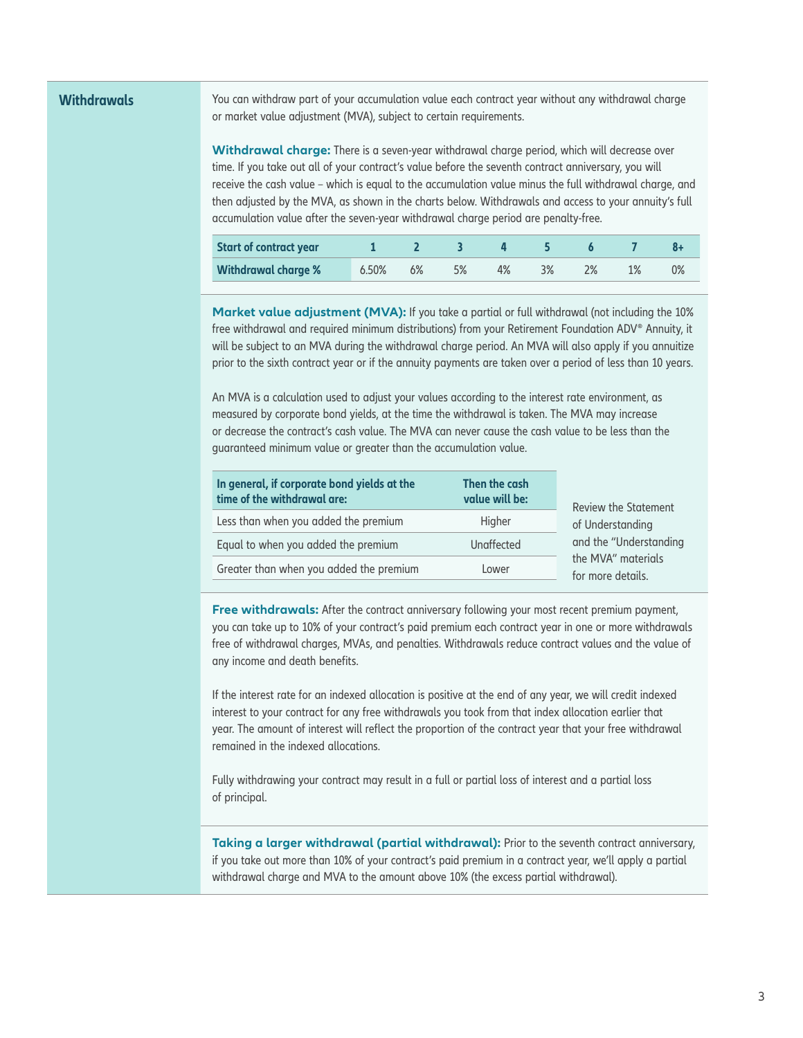## Withdrawals

You can withdraw part of your accumulation value each contract year without any withdrawal charge or market value adjustment (MVA), subject to certain requirements.

**Withdrawal charge:** There is a seven-year withdrawal charge period, which will decrease over time. If you take out all of your contract's value before the seventh contract anniversary, you will receive the cash value – which is equal to the accumulation value minus the full withdrawal charge, and then adjusted by the MVA, as shown in the charts below. Withdrawals and access to your annuity's full accumulation value after the seven-year withdrawal charge period are penalty-free.

| Start of contract year | 1 | 2 | 3 | 4 | 5 | 6 | 7 | 8+ |
|---|---|---|---|---|---|---|---|---|
| Withdrawal charge % | 6.50% | 6% | 5% | 4% | 3% | 2% | 1% | 0% |

**Market value adjustment (MVA):** If you take a partial or full withdrawal (not including the 10% free withdrawal and required minimum distributions) from your Retirement Foundation ADV® Annuity, it will be subject to an MVA during the withdrawal charge period. An MVA will also apply if you annuitize prior to the sixth contract year or if the annuity payments are taken over a period of less than 10 years.

An MVA is a calculation used to adjust your values according to the interest rate environment, as measured by corporate bond yields, at the time the withdrawal is taken. The MVA may increase or decrease the contract's cash value. The MVA can never cause the cash value to be less than the guaranteed minimum value or greater than the accumulation value.

| In general, if corporate bond yields at the time of the withdrawal are: | Then the cash value will be: |
|---|---|
| Less than when you added the premium | Higher |
| Equal to when you added the premium | Unaffected |
| Greater than when you added the premium | Lower |

Review the Statement of Understanding and the "Understanding the MVA" materials for more details.

**Free withdrawals:** After the contract anniversary following your most recent premium payment, you can take up to 10% of your contract's paid premium each contract year in one or more withdrawals free of withdrawal charges, MVAs, and penalties. Withdrawals reduce contract values and the value of any income and death benefits.

If the interest rate for an indexed allocation is positive at the end of any year, we will credit indexed interest to your contract for any free withdrawals you took from that index allocation earlier that year. The amount of interest will reflect the proportion of the contract year that your free withdrawal remained in the indexed allocations.

Fully withdrawing your contract may result in a full or partial loss of interest and a partial loss of principal.

**Taking a larger withdrawal (partial withdrawal):** Prior to the seventh contract anniversary, if you take out more than 10% of your contract's paid premium in a contract year, we'll apply a partial withdrawal charge and MVA to the amount above 10% (the excess partial withdrawal).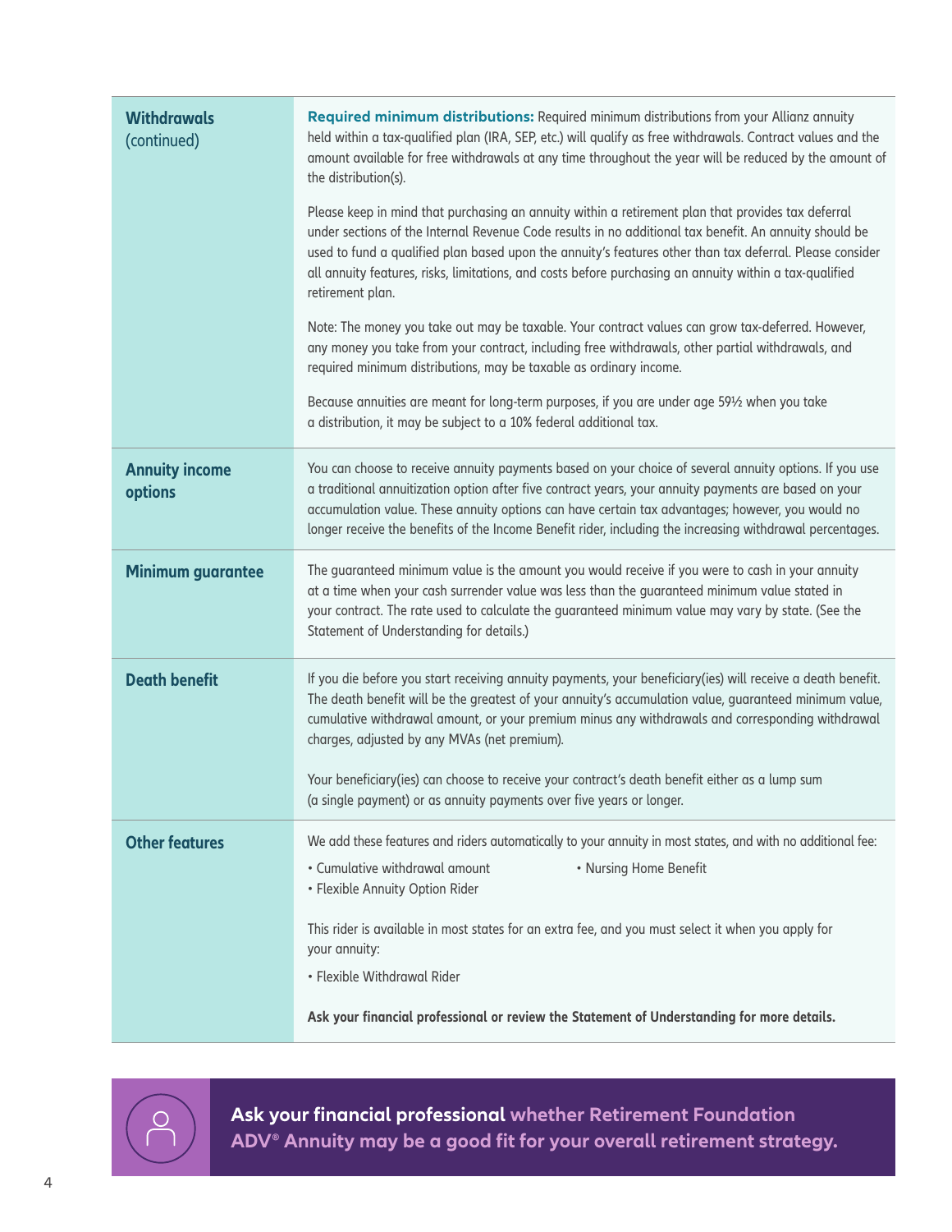| | |
|---|---|
| **Withdrawals** (continued) | **Required minimum distributions:** Required minimum distributions from your Allianz annuity held within a tax-qualified plan (IRA, SEP, etc.) will qualify as free withdrawals. Contract values and the amount available for free withdrawals at any time throughout the year will be reduced by the amount of the distribution(s).<br><br>Please keep in mind that purchasing an annuity within a retirement plan that provides tax deferral under sections of the Internal Revenue Code results in no additional tax benefit. An annuity should be used to fund a qualified plan based upon the annuity's features other than tax deferral. Please consider all annuity features, risks, limitations, and costs before purchasing an annuity within a tax-qualified retirement plan.<br><br>Note: The money you take out may be taxable. Your contract values can grow tax-deferred. However, any money you take from your contract, including free withdrawals, other partial withdrawals, and required minimum distributions, may be taxable as ordinary income.<br><br>Because annuities are meant for long-term purposes, if you are under age 59½ when you take a distribution, it may be subject to a 10% federal additional tax. |
| **Annuity income options** | You can choose to receive annuity payments based on your choice of several annuity options. If you use a traditional annuitization option after five contract years, your annuity payments are based on your accumulation value. These annuity options can have certain tax advantages; however, you would no longer receive the benefits of the Income Benefit rider, including the increasing withdrawal percentages. |
| **Minimum guarantee** | The guaranteed minimum value is the amount you would receive if you were to cash in your annuity at a time when your cash surrender value was less than the guaranteed minimum value stated in your contract. The rate used to calculate the guaranteed minimum value may vary by state. (See the Statement of Understanding for details.) |
| **Death benefit** | If you die before you start receiving annuity payments, your beneficiary(ies) will receive a death benefit. The death benefit will be the greatest of your annuity's accumulation value, guaranteed minimum value, cumulative withdrawal amount, or your premium minus any withdrawals and corresponding withdrawal charges, adjusted by any MVAs (net premium).<br><br>Your beneficiary(ies) can choose to receive your contract's death benefit either as a lump sum (a single payment) or as annuity payments over five years or longer. |
| **Other features** | We add these features and riders automatically to your annuity in most states, and with no additional fee:<br>• Cumulative withdrawal amount<br>• Nursing Home Benefit<br>• Flexible Annuity Option Rider<br><br>This rider is available in most states for an extra fee, and you must select it when you apply for your annuity:<br>• Flexible Withdrawal Rider<br><br>**Ask your financial professional or review the Statement of Understanding for more details.** |

**Ask your financial professional whether Retirement Foundation ADV® Annuity may be a good fit for your overall retirement strategy.**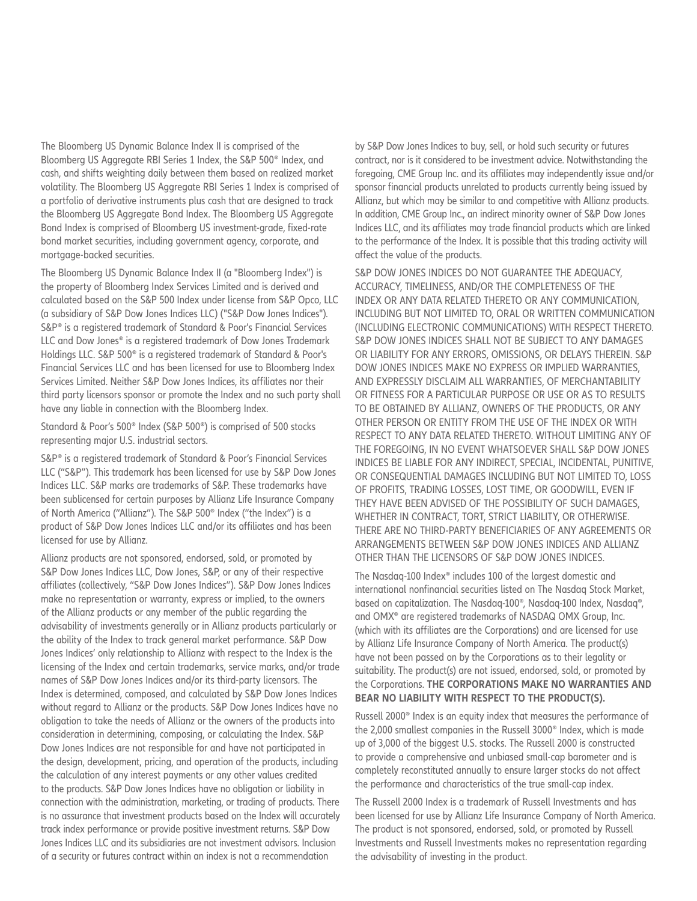The Bloomberg US Dynamic Balance Index II is comprised of the Bloomberg US Aggregate RBI Series 1 Index, the S&P 500® Index, and cash, and shifts weighting daily between them based on realized market volatility. The Bloomberg US Aggregate RBI Series 1 Index is comprised of a portfolio of derivative instruments plus cash that are designed to track the Bloomberg US Aggregate Bond Index. The Bloomberg US Aggregate Bond Index is comprised of Bloomberg US investment-grade, fixed-rate bond market securities, including government agency, corporate, and mortgage-backed securities.

The Bloomberg US Dynamic Balance Index II (a "Bloomberg Index") is the property of Bloomberg Index Services Limited and is derived and calculated based on the S&P 500 Index under license from S&P Opco, LLC (a subsidiary of S&P Dow Jones Indices LLC) ("S&P Dow Jones Indices"). S&P® is a registered trademark of Standard & Poor's Financial Services LLC and Dow Jones® is a registered trademark of Dow Jones Trademark Holdings LLC. S&P 500® is a registered trademark of Standard & Poor's Financial Services LLC and has been licensed for use to Bloomberg Index Services Limited. Neither S&P Dow Jones Indices, its affiliates nor their third party licensors sponsor or promote the Index and no such party shall have any liable in connection with the Bloomberg Index.

Standard & Poor's 500® Index (S&P 500®) is comprised of 500 stocks representing major U.S. industrial sectors.

S&P® is a registered trademark of Standard & Poor's Financial Services LLC ("S&P"). This trademark has been licensed for use by S&P Dow Jones Indices LLC. S&P marks are trademarks of S&P. These trademarks have been sublicensed for certain purposes by Allianz Life Insurance Company of North America ("Allianz"). The S&P 500® Index ("the Index") is a product of S&P Dow Jones Indices LLC and/or its affiliates and has been licensed for use by Allianz.

Allianz products are not sponsored, endorsed, sold, or promoted by S&P Dow Jones Indices LLC, Dow Jones, S&P, or any of their respective affiliates (collectively, "S&P Dow Jones Indices"). S&P Dow Jones Indices make no representation or warranty, express or implied, to the owners of the Allianz products or any member of the public regarding the advisability of investments generally or in Allianz products particularly or the ability of the Index to track general market performance. S&P Dow Jones Indices' only relationship to Allianz with respect to the Index is the licensing of the Index and certain trademarks, service marks, and/or trade names of S&P Dow Jones Indices and/or its third-party licensors. The Index is determined, composed, and calculated by S&P Dow Jones Indices without regard to Allianz or the products. S&P Dow Jones Indices have no obligation to take the needs of Allianz or the owners of the products into consideration in determining, composing, or calculating the Index. S&P Dow Jones Indices are not responsible for and have not participated in the design, development, pricing, and operation of the products, including the calculation of any interest payments or any other values credited to the products. S&P Dow Jones Indices have no obligation or liability in connection with the administration, marketing, or trading of products. There is no assurance that investment products based on the Index will accurately track index performance or provide positive investment returns. S&P Dow Jones Indices LLC and its subsidiaries are not investment advisors. Inclusion of a security or futures contract within an index is not a recommendation by S&P Dow Jones Indices to buy, sell, or hold such security or futures contract, nor is it considered to be investment advice. Notwithstanding the foregoing, CME Group Inc. and its affiliates may independently issue and/or sponsor financial products unrelated to products currently being issued by Allianz, but which may be similar to and competitive with Allianz products. In addition, CME Group Inc., an indirect minority owner of S&P Dow Jones Indices LLC, and its affiliates may trade financial products which are linked to the performance of the Index. It is possible that this trading activity will affect the value of the products.

S&P DOW JONES INDICES DO NOT GUARANTEE THE ADEQUACY, ACCURACY, TIMELINESS, AND/OR THE COMPLETENESS OF THE INDEX OR ANY DATA RELATED THERETO OR ANY COMMUNICATION, INCLUDING BUT NOT LIMITED TO, ORAL OR WRITTEN COMMUNICATION (INCLUDING ELECTRONIC COMMUNICATIONS) WITH RESPECT THERETO. S&P DOW JONES INDICES SHALL NOT BE SUBJECT TO ANY DAMAGES OR LIABILITY FOR ANY ERRORS, OMISSIONS, OR DELAYS THEREIN. S&P DOW JONES INDICES MAKE NO EXPRESS OR IMPLIED WARRANTIES, AND EXPRESSLY DISCLAIM ALL WARRANTIES, OF MERCHANTABILITY OR FITNESS FOR A PARTICULAR PURPOSE OR USE OR AS TO RESULTS TO BE OBTAINED BY ALLIANZ, OWNERS OF THE PRODUCTS, OR ANY OTHER PERSON OR ENTITY FROM THE USE OF THE INDEX OR WITH RESPECT TO ANY DATA RELATED THERETO. WITHOUT LIMITING ANY OF THE FOREGOING, IN NO EVENT WHATSOEVER SHALL S&P DOW JONES INDICES BE LIABLE FOR ANY INDIRECT, SPECIAL, INCIDENTAL, PUNITIVE, OR CONSEQUENTIAL DAMAGES INCLUDING BUT NOT LIMITED TO, LOSS OF PROFITS, TRADING LOSSES, LOST TIME, OR GOODWILL, EVEN IF THEY HAVE BEEN ADVISED OF THE POSSIBILITY OF SUCH DAMAGES, WHETHER IN CONTRACT, TORT, STRICT LIABILITY, OR OTHERWISE. THERE ARE NO THIRD-PARTY BENEFICIARIES OF ANY AGREEMENTS OR ARRANGEMENTS BETWEEN S&P DOW JONES INDICES AND ALLIANZ OTHER THAN THE LICENSORS OF S&P DOW JONES INDICES.

The Nasdaq-100 Index® includes 100 of the largest domestic and international nonfinancial securities listed on The Nasdaq Stock Market, based on capitalization. The Nasdaq-100®, Nasdaq-100 Index, Nasdaq®, and OMX® are registered trademarks of NASDAQ OMX Group, Inc. (which with its affiliates are the Corporations) and are licensed for use by Allianz Life Insurance Company of North America. The product(s) have not been passed on by the Corporations as to their legality or suitability. The product(s) are not issued, endorsed, sold, or promoted by the Corporations. **THE CORPORATIONS MAKE NO WARRANTIES AND BEAR NO LIABILITY WITH RESPECT TO THE PRODUCT(S).**

Russell 2000® Index is an equity index that measures the performance of the 2,000 smallest companies in the Russell 3000® Index, which is made up of 3,000 of the biggest U.S. stocks. The Russell 2000 is constructed to provide a comprehensive and unbiased small-cap barometer and is completely reconstituted annually to ensure larger stocks do not affect the performance and characteristics of the true small-cap index.

The Russell 2000 Index is a trademark of Russell Investments and has been licensed for use by Allianz Life Insurance Company of North America. The product is not sponsored, endorsed, sold, or promoted by Russell Investments and Russell Investments makes no representation regarding the advisability of investing in the product.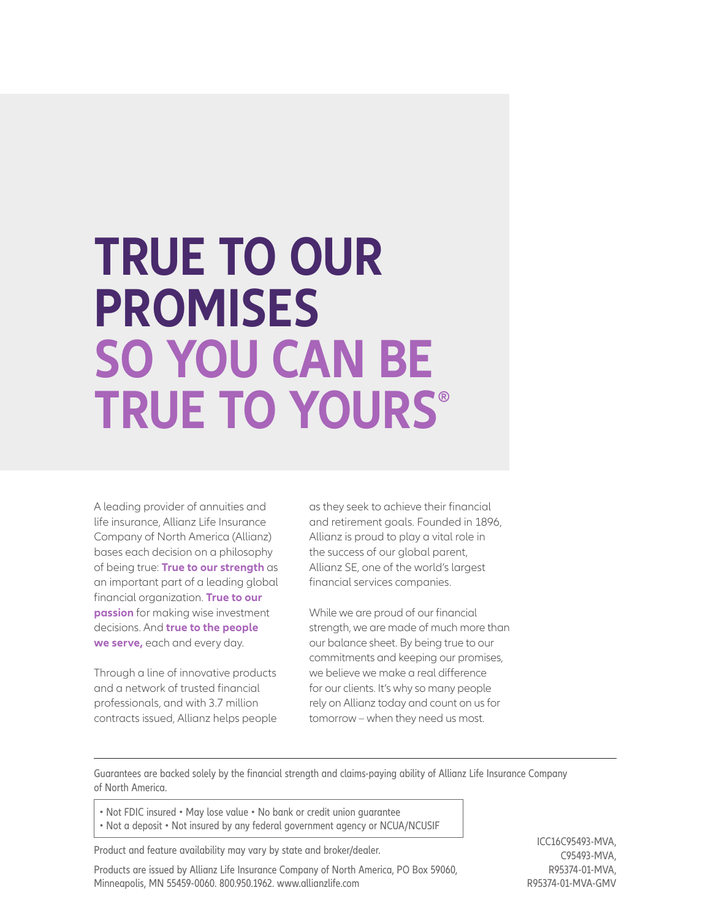# TRUE TO OUR PROMISES SO YOU CAN BE TRUE TO YOURS®

A leading provider of annuities and life insurance, Allianz Life Insurance Company of North America (Allianz) bases each decision on a philosophy of being true: **True to our strength** as an important part of a leading global financial organization. **True to our passion** for making wise investment decisions. And **true to the people we serve,** each and every day.

Through a line of innovative products and a network of trusted financial professionals, and with 3.7 million contracts issued, Allianz helps people as they seek to achieve their financial and retirement goals. Founded in 1896, Allianz is proud to play a vital role in the success of our global parent, Allianz SE, one of the world's largest financial services companies.

While we are proud of our financial strength, we are made of much more than our balance sheet. By being true to our commitments and keeping our promises, we believe we make a real difference for our clients. It's why so many people rely on Allianz today and count on us for tomorrow – when they need us most.

---

Guarantees are backed solely by the financial strength and claims-paying ability of Allianz Life Insurance Company of North America.

- Not FDIC insured • May lose value • No bank or credit union guarantee
- Not a deposit • Not insured by any federal government agency or NCUA/NCUSIF

Product and feature availability may vary by state and broker/dealer.

Products are issued by Allianz Life Insurance Company of North America, PO Box 59060, Minneapolis, MN 55459-0060. 800.950.1962. www.allianzlife.com

ICC16C95493-MVA, C95493-MVA, R95374-01-MVA, R95374-01-MVA-GMV